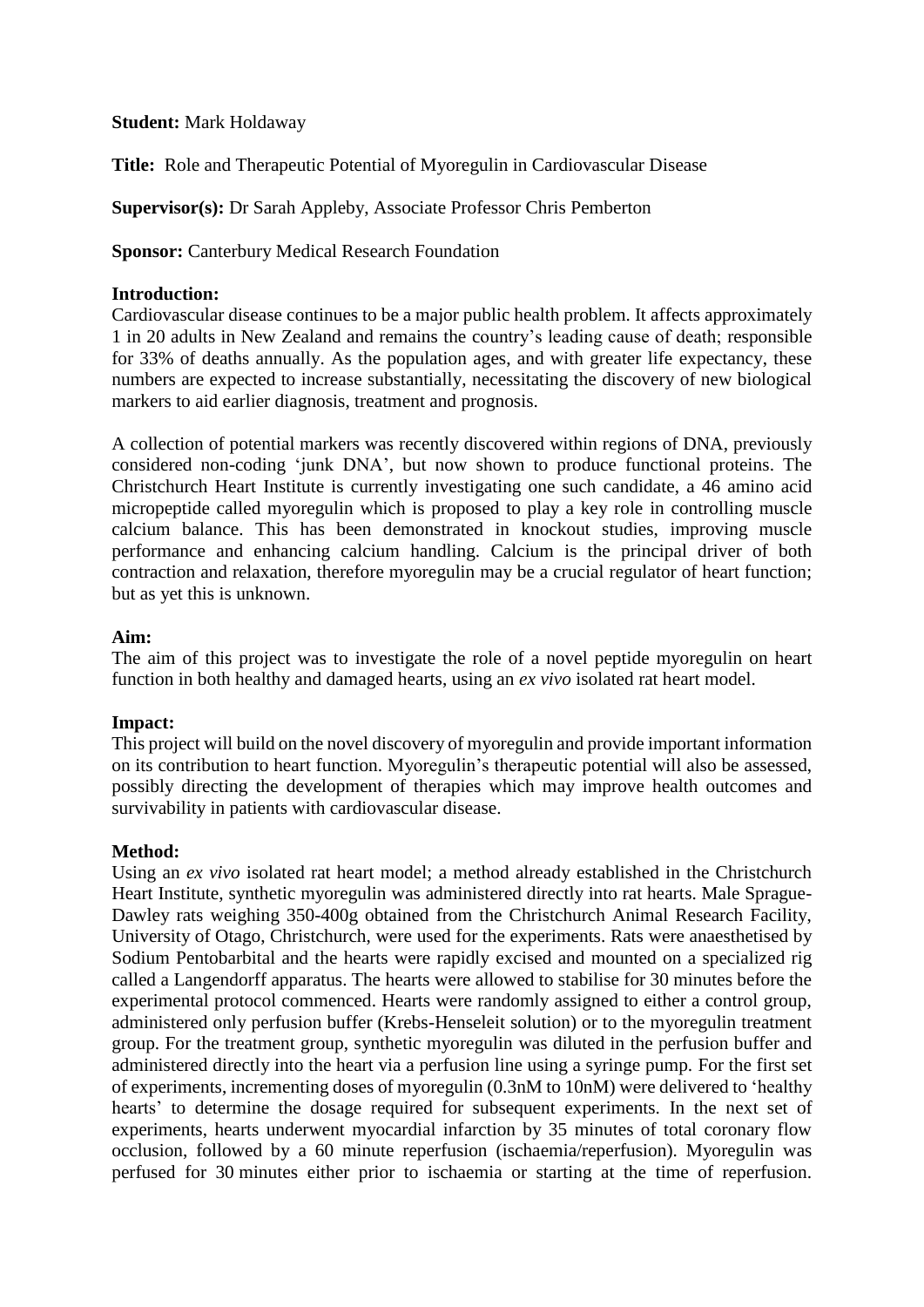**Student:** Mark Holdaway

**Title:** Role and Therapeutic Potential of Myoregulin in Cardiovascular Disease

**Supervisor(s):** Dr Sarah Appleby, Associate Professor Chris Pemberton

**Sponsor:** Canterbury Medical Research Foundation

**Introduction:**

Cardiovascular disease continues to be a major public health problem. It affects approximately 1 in 20 adults in New Zealand and remains the country's leading cause of death; responsible for 33% of deaths annually. As the population ages, and with greater life expectancy, these numbers are expected to increase substantially, necessitating the discovery of new biological markers to aid earlier diagnosis, treatment and prognosis.

A collection of potential markers was recently discovered within regions of DNA, previously considered non-coding 'junk DNA', but now shown to produce functional proteins. The Christchurch Heart Institute is currently investigating one such candidate, a 46 amino acid micropeptide called myoregulin which is proposed to play a key role in controlling muscle calcium balance. This has been demonstrated in knockout studies, improving muscle performance and enhancing calcium handling. Calcium is the principal driver of both contraction and relaxation, therefore myoregulin may be a crucial regulator of heart function; but as yet this is unknown.

**Aim:**

The aim of this project was to investigate the role of a novel peptide myoregulin on heart function in both healthy and damaged hearts, using an *ex vivo* isolated rat heart model.

**Impact:**

This project will build on the novel discovery of myoregulin and provide important information on its contribution to heart function. Myoregulin's therapeutic potential will also be assessed, possibly directing the development of therapies which may improve health outcomes and survivability in patients with cardiovascular disease.

**Method:**

Using an *ex vivo* isolated rat heart model; a method already established in the Christchurch Heart Institute, synthetic myoregulin was administered directly into rat hearts. Male Sprague-Dawley rats weighing 350-400g obtained from the Christchurch Animal Research Facility, University of Otago, Christchurch, were used for the experiments. Rats were anaesthetised by Sodium Pentobarbital and the hearts were rapidly excised and mounted on a specialized rig called a Langendorff apparatus. The hearts were allowed to stabilise for 30 minutes before the experimental protocol commenced. Hearts were randomly assigned to either a control group, administered only perfusion buffer (Krebs-Henseleit solution) or to the myoregulin treatment group. For the treatment group, synthetic myoregulin was diluted in the perfusion buffer and administered directly into the heart via a perfusion line using a syringe pump. For the first set of experiments, incrementing doses of myoregulin (0.3nM to 10nM) were delivered to 'healthy hearts' to determine the dosage required for subsequent experiments. In the next set of experiments, hearts underwent myocardial infarction by 35 minutes of total coronary flow occlusion, followed by a 60 minute reperfusion (ischaemia/reperfusion). Myoregulin was perfused for 30 minutes either prior to ischaemia or starting at the time of reperfusion.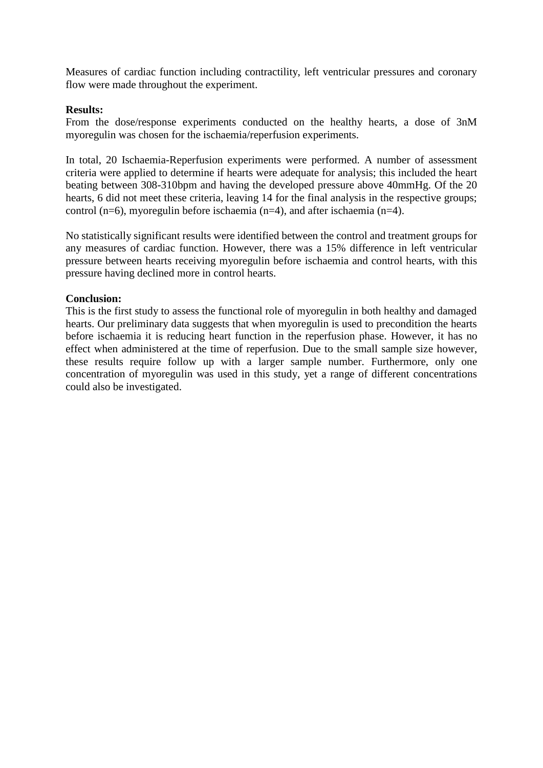Measures of cardiac function including contractility, left ventricular pressures and coronary flow were made throughout the experiment.

**Results:**
From the dose/response experiments conducted on the healthy hearts, a dose of 3nM myoregulin was chosen for the ischaemia/reperfusion experiments.

In total, 20 Ischaemia-Reperfusion experiments were performed. A number of assessment criteria were applied to determine if hearts were adequate for analysis; this included the heart beating between 308-310bpm and having the developed pressure above 40mmHg. Of the 20 hearts, 6 did not meet these criteria, leaving 14 for the final analysis in the respective groups; control (n=6), myoregulin before ischaemia (n=4), and after ischaemia (n=4).

No statistically significant results were identified between the control and treatment groups for any measures of cardiac function. However, there was a 15% difference in left ventricular pressure between hearts receiving myoregulin before ischaemia and control hearts, with this pressure having declined more in control hearts.

**Conclusion:**
This is the first study to assess the functional role of myoregulin in both healthy and damaged hearts. Our preliminary data suggests that when myoregulin is used to precondition the hearts before ischaemia it is reducing heart function in the reperfusion phase. However, it has no effect when administered at the time of reperfusion. Due to the small sample size however, these results require follow up with a larger sample number. Furthermore, only one concentration of myoregulin was used in this study, yet a range of different concentrations could also be investigated.